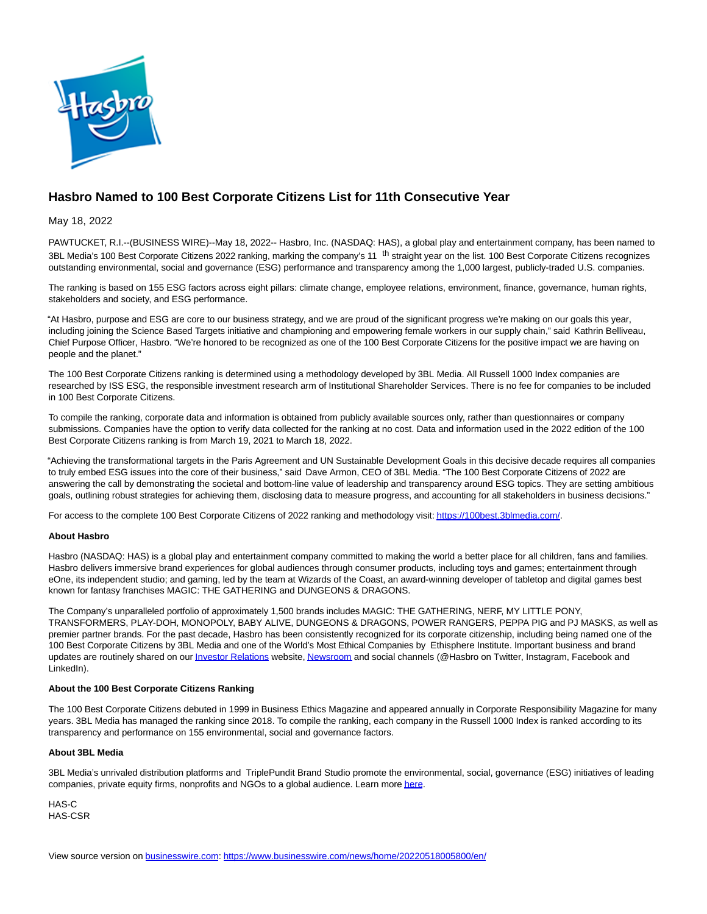# Hasbro Named to 100 Best Corporate Citizens List for 11th Consecutive Year

May 18, 2022

PAWTUCKET, R.I.--(BUSINESS WIRE)--May 18, 2022-- Hasbro, Inc. (NASDAQ: HAS), a global play and entertainment company, has been named to 3BL Media's 100 Best Corporate Citizens 2022 ranking, marking the company's 11th straight year on the list. 100 Best Corporate Citizens recognizes outstanding environmental, social and governance (ESG) performance and transparency among the 1,000 largest, publicly-traded U.S. companies.

The ranking is based on 155 ESG factors across eight pillars: climate change, employee relations, environment, finance, governance, human rights, stakeholders and society, and ESG performance.

"At Hasbro, purpose and ESG are core to our business strategy, and we are proud of the significant progress we're making on our goals this year, including joining the Science Based Targets initiative and championing and empowering female workers in our supply chain," said Kathrin Belliveau, Chief Purpose Officer, Hasbro. "We're honored to be recognized as one of the 100 Best Corporate Citizens for the positive impact we are having on people and the planet."

The 100 Best Corporate Citizens ranking is determined using a methodology developed by 3BL Media. All Russell 1000 Index companies are researched by ISS ESG, the responsible investment research arm of Institutional Shareholder Services. There is no fee for companies to be included in 100 Best Corporate Citizens.

To compile the ranking, corporate data and information is obtained from publicly available sources only, rather than questionnaires or company submissions. Companies have the option to verify data collected for the ranking at no cost. Data and information used in the 2022 edition of the 100 Best Corporate Citizens ranking is from March 19, 2021 to March 18, 2022.

"Achieving the transformational targets in the Paris Agreement and UN Sustainable Development Goals in this decisive decade requires all companies to truly embed ESG issues into the core of their business," said Dave Armon, CEO of 3BL Media. "The 100 Best Corporate Citizens of 2022 are answering the call by demonstrating the societal and bottom-line value of leadership and transparency around ESG topics. They are setting ambitious goals, outlining robust strategies for achieving them, disclosing data to measure progress, and accounting for all stakeholders in business decisions."

For access to the complete 100 Best Corporate Citizens of 2022 ranking and methodology visit: https://100best.3blmedia.com/.

**About Hasbro**

Hasbro (NASDAQ: HAS) is a global play and entertainment company committed to making the world a better place for all children, fans and families. Hasbro delivers immersive brand experiences for global audiences through consumer products, including toys and games; entertainment through eOne, its independent studio; and gaming, led by the team at Wizards of the Coast, an award-winning developer of tabletop and digital games best known for fantasy franchises MAGIC: THE GATHERING and DUNGEONS & DRAGONS.

The Company's unparalleled portfolio of approximately 1,500 brands includes MAGIC: THE GATHERING, NERF, MY LITTLE PONY, TRANSFORMERS, PLAY-DOH, MONOPOLY, BABY ALIVE, DUNGEONS & DRAGONS, POWER RANGERS, PEPPA PIG and PJ MASKS, as well as premier partner brands. For the past decade, Hasbro has been consistently recognized for its corporate citizenship, including being named one of the 100 Best Corporate Citizens by 3BL Media and one of the World's Most Ethical Companies by Ethisphere Institute. Important business and brand updates are routinely shared on our Investor Relations website, Newsroom and social channels (@Hasbro on Twitter, Instagram, Facebook and LinkedIn).

**About the 100 Best Corporate Citizens Ranking**

The 100 Best Corporate Citizens debuted in 1999 in Business Ethics Magazine and appeared annually in Corporate Responsibility Magazine for many years. 3BL Media has managed the ranking since 2018. To compile the ranking, each company in the Russell 1000 Index is ranked according to its transparency and performance on 155 environmental, social and governance factors.

**About 3BL Media**

3BL Media's unrivaled distribution platforms and TriplePundit Brand Studio promote the environmental, social, governance (ESG) initiatives of leading companies, private equity firms, nonprofits and NGOs to a global audience. Learn more here.

HAS-C
HAS-CSR

View source version on businesswire.com: https://www.businesswire.com/news/home/20220518005800/en/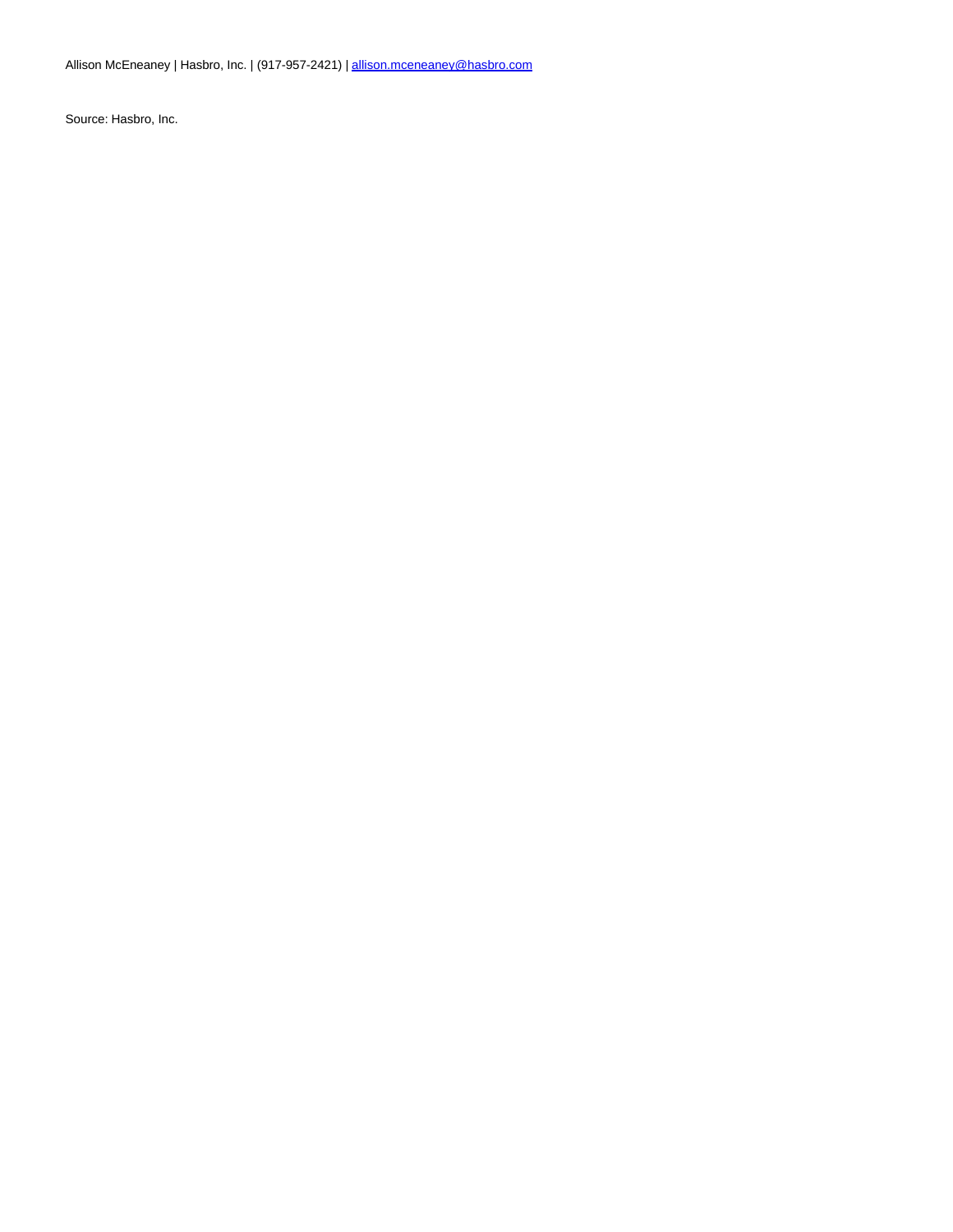Allison McEneaney | Hasbro, Inc. | (917-957-2421) | allison.mceneaney@hasbro.com

Source: Hasbro, Inc.